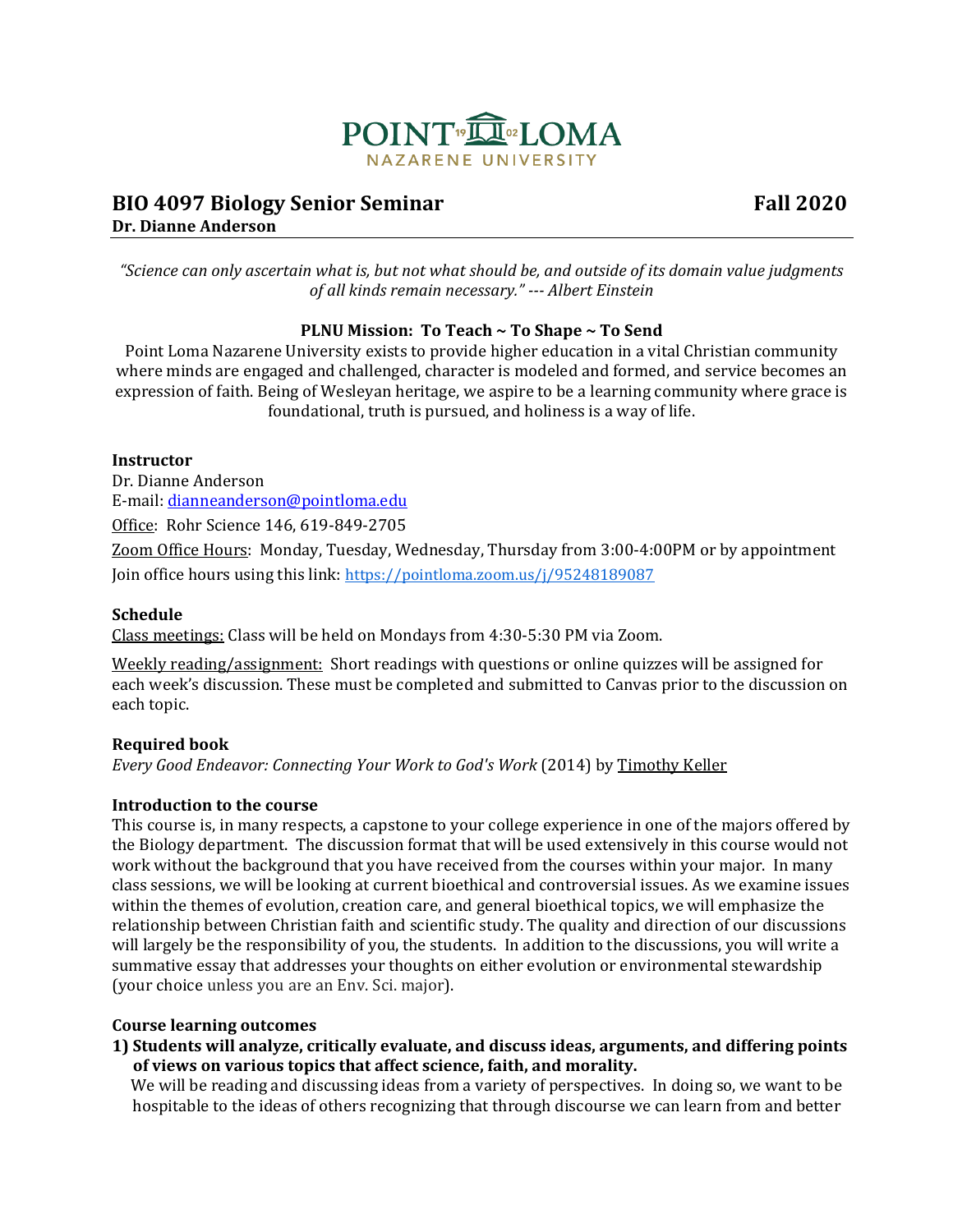POINT LOMA
NAZARENE UNIVERSITY

# BIO 4097 Biology Senior Seminar — Fall 2020

**Dr. Dianne Anderson**

*"Science can only ascertain what is, but not what should be, and outside of its domain value judgments of all kinds remain necessary." --- Albert Einstein*

**PLNU Mission: To Teach ~ To Shape ~ To Send**

Point Loma Nazarene University exists to provide higher education in a vital Christian community where minds are engaged and challenged, character is modeled and formed, and service becomes an expression of faith. Being of Wesleyan heritage, we aspire to be a learning community where grace is foundational, truth is pursued, and holiness is a way of life.

### Instructor

Dr. Dianne Anderson
E-mail: dianneanderson@pointloma.edu

Office: Rohr Science 146, 619-849-2705

Zoom Office Hours: Monday, Tuesday, Wednesday, Thursday from 3:00-4:00PM or by appointment

Join office hours using this link: https://pointloma.zoom.us/j/95248189087

### Schedule

Class meetings: Class will be held on Mondays from 4:30-5:30 PM via Zoom.

Weekly reading/assignment: Short readings with questions or online quizzes will be assigned for each week's discussion. These must be completed and submitted to Canvas prior to the discussion on each topic.

### Required book

*Every Good Endeavor: Connecting Your Work to God's Work* (2014) by Timothy Keller

### Introduction to the course

This course is, in many respects, a capstone to your college experience in one of the majors offered by the Biology department. The discussion format that will be used extensively in this course would not work without the background that you have received from the courses within your major. In many class sessions, we will be looking at current bioethical and controversial issues. As we examine issues within the themes of evolution, creation care, and general bioethical topics, we will emphasize the relationship between Christian faith and scientific study. The quality and direction of our discussions will largely be the responsibility of you, the students. In addition to the discussions, you will write a summative essay that addresses your thoughts on either evolution or environmental stewardship (your choice unless you are an Env. Sci. major).

### Course learning outcomes

**1) Students will analyze, critically evaluate, and discuss ideas, arguments, and differing points of views on various topics that affect science, faith, and morality.**

We will be reading and discussing ideas from a variety of perspectives. In doing so, we want to be hospitable to the ideas of others recognizing that through discourse we can learn from and better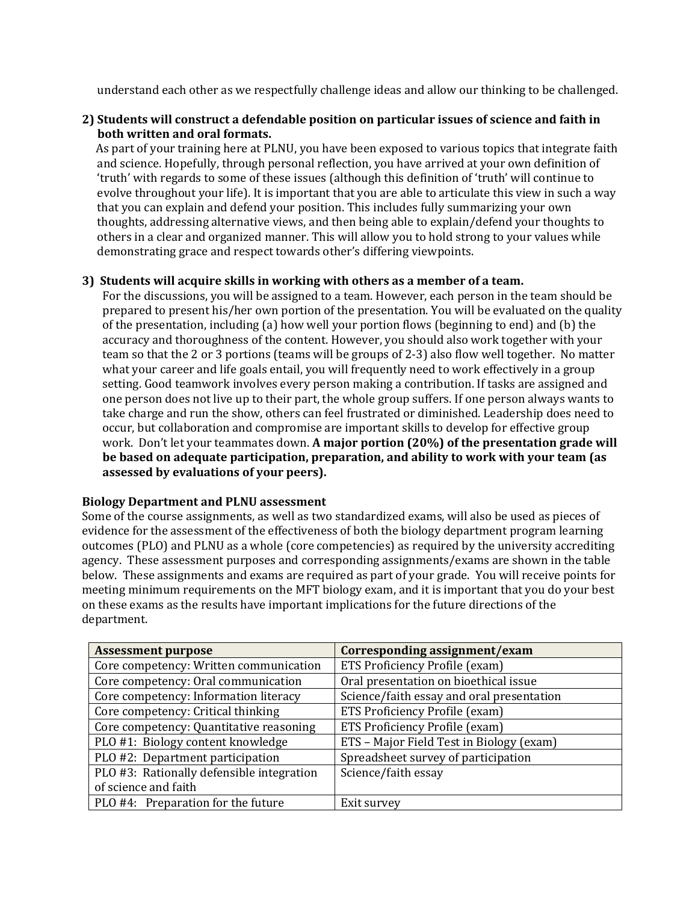understand each other as we respectfully challenge ideas and allow our thinking to be challenged.

**2) Students will construct a defendable position on particular issues of science and faith in both written and oral formats.**

As part of your training here at PLNU, you have been exposed to various topics that integrate faith and science. Hopefully, through personal reflection, you have arrived at your own definition of 'truth' with regards to some of these issues (although this definition of 'truth' will continue to evolve throughout your life). It is important that you are able to articulate this view in such a way that you can explain and defend your position. This includes fully summarizing your own thoughts, addressing alternative views, and then being able to explain/defend your thoughts to others in a clear and organized manner. This will allow you to hold strong to your values while demonstrating grace and respect towards other's differing viewpoints.

**3) Students will acquire skills in working with others as a member of a team.**

For the discussions, you will be assigned to a team. However, each person in the team should be prepared to present his/her own portion of the presentation. You will be evaluated on the quality of the presentation, including (a) how well your portion flows (beginning to end) and (b) the accuracy and thoroughness of the content. However, you should also work together with your team so that the 2 or 3 portions (teams will be groups of 2-3) also flow well together. No matter what your career and life goals entail, you will frequently need to work effectively in a group setting. Good teamwork involves every person making a contribution. If tasks are assigned and one person does not live up to their part, the whole group suffers. If one person always wants to take charge and run the show, others can feel frustrated or diminished. Leadership does need to occur, but collaboration and compromise are important skills to develop for effective group work. Don't let your teammates down. **A major portion (20%) of the presentation grade will be based on adequate participation, preparation, and ability to work with your team (as assessed by evaluations of your peers).**

**Biology Department and PLNU assessment**

Some of the course assignments, as well as two standardized exams, will also be used as pieces of evidence for the assessment of the effectiveness of both the biology department program learning outcomes (PLO) and PLNU as a whole (core competencies) as required by the university accrediting agency. These assessment purposes and corresponding assignments/exams are shown in the table below. These assignments and exams are required as part of your grade. You will receive points for meeting minimum requirements on the MFT biology exam, and it is important that you do your best on these exams as the results have important implications for the future directions of the department.

| Assessment purpose | Corresponding assignment/exam |
|---|---|
| Core competency: Written communication | ETS Proficiency Profile (exam) |
| Core competency: Oral communication | Oral presentation on bioethical issue |
| Core competency: Information literacy | Science/faith essay and oral presentation |
| Core competency: Critical thinking | ETS Proficiency Profile (exam) |
| Core competency: Quantitative reasoning | ETS Proficiency Profile (exam) |
| PLO #1: Biology content knowledge | ETS – Major Field Test in Biology (exam) |
| PLO #2: Department participation | Spreadsheet survey of participation |
| PLO #3: Rationally defensible integration of science and faith | Science/faith essay |
| PLO #4: Preparation for the future | Exit survey |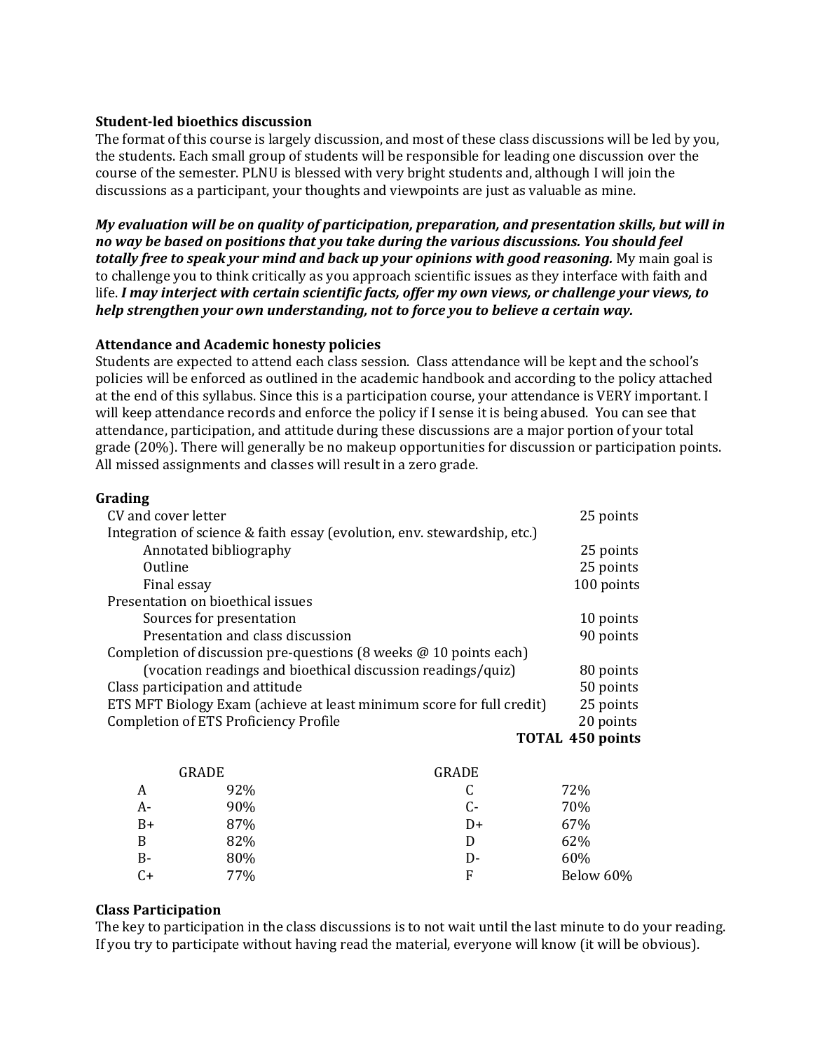**Student-led bioethics discussion**

The format of this course is largely discussion, and most of these class discussions will be led by you, the students. Each small group of students will be responsible for leading one discussion over the course of the semester. PLNU is blessed with very bright students and, although I will join the discussions as a participant, your thoughts and viewpoints are just as valuable as mine.

***My evaluation will be on quality of participation, preparation, and presentation skills, but will in no way be based on positions that you take during the various discussions. You should feel totally free to speak your mind and back up your opinions with good reasoning.*** My main goal is to challenge you to think critically as you approach scientific issues as they interface with faith and life. ***I may interject with certain scientific facts, offer my own views, or challenge your views, to help strengthen your own understanding, not to force you to believe a certain way.***

**Attendance and Academic honesty policies**

Students are expected to attend each class session. Class attendance will be kept and the school's policies will be enforced as outlined in the academic handbook and according to the policy attached at the end of this syllabus. Since this is a participation course, your attendance is VERY important. I will keep attendance records and enforce the policy if I sense it is being abused. You can see that attendance, participation, and attitude during these discussions are a major portion of your total grade (20%). There will generally be no makeup opportunities for discussion or participation points. All missed assignments and classes will result in a zero grade.

**Grading**

| Item | Points |
|---|---|
| CV and cover letter | 25 points |
| Integration of science & faith essay (evolution, env. stewardship, etc.) | |
| Annotated bibliography | 25 points |
| Outline | 25 points |
| Final essay | 100 points |
| Presentation on bioethical issues | |
| Sources for presentation | 10 points |
| Presentation and class discussion | 90 points |
| Completion of discussion pre-questions (8 weeks @ 10 points each) (vocation readings and bioethical discussion readings/quiz) | 80 points |
| Class participation and attitude | 50 points |
| ETS MFT Biology Exam (achieve at least minimum score for full credit) | 25 points |
| Completion of ETS Proficiency Profile | 20 points |
| **TOTAL** | **450 points** |

| GRADE | | GRADE | |
|---|---|---|---|
| A | 92% | C | 72% |
| A- | 90% | C- | 70% |
| B+ | 87% | D+ | 67% |
| B | 82% | D | 62% |
| B- | 80% | D- | 60% |
| C+ | 77% | F | Below 60% |

**Class Participation**

The key to participation in the class discussions is to not wait until the last minute to do your reading. If you try to participate without having read the material, everyone will know (it will be obvious).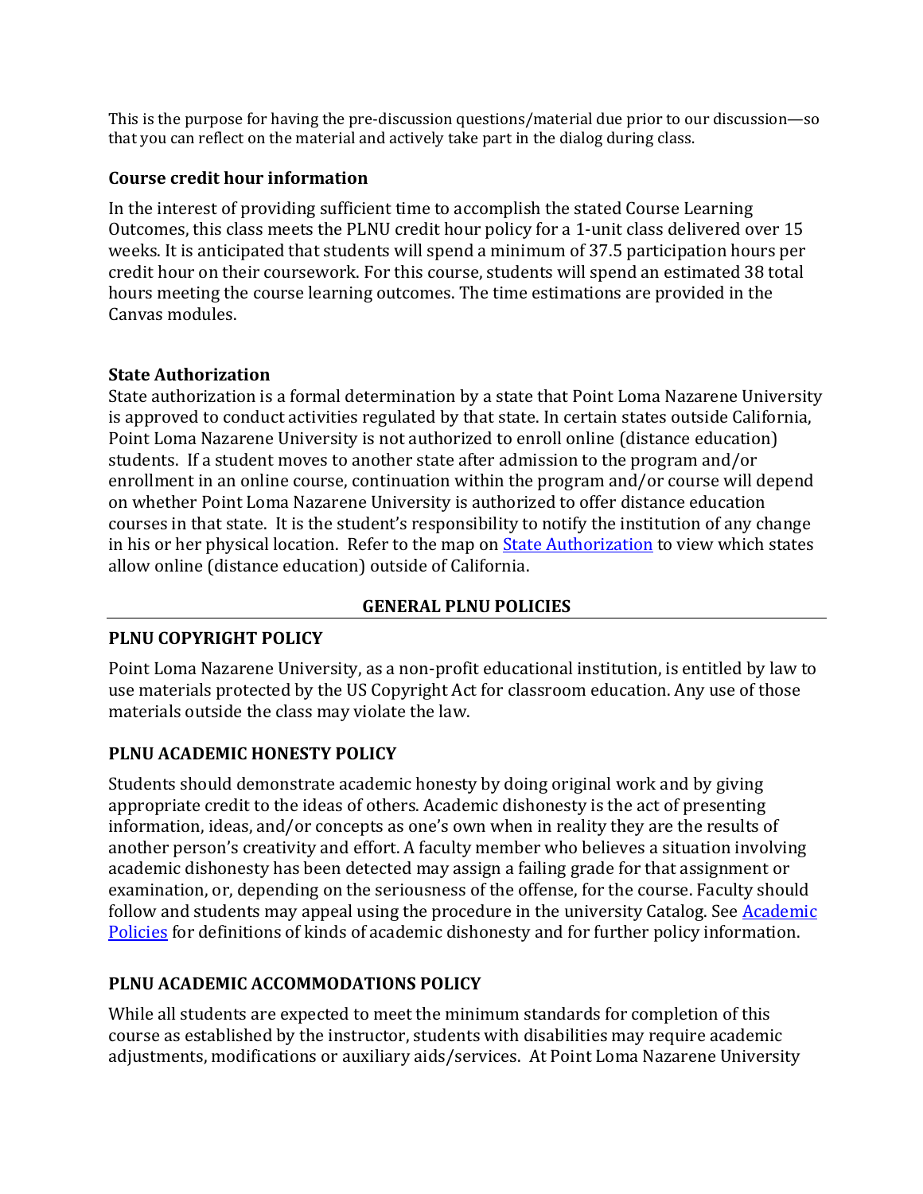This is the purpose for having the pre-discussion questions/material due prior to our discussion—so that you can reflect on the material and actively take part in the dialog during class.

### Course credit hour information

In the interest of providing sufficient time to accomplish the stated Course Learning Outcomes, this class meets the PLNU credit hour policy for a 1-unit class delivered over 15 weeks. It is anticipated that students will spend a minimum of 37.5 participation hours per credit hour on their coursework. For this course, students will spend an estimated 38 total hours meeting the course learning outcomes. The time estimations are provided in the Canvas modules.

### State Authorization

State authorization is a formal determination by a state that Point Loma Nazarene University is approved to conduct activities regulated by that state. In certain states outside California, Point Loma Nazarene University is not authorized to enroll online (distance education) students. If a student moves to another state after admission to the program and/or enrollment in an online course, continuation within the program and/or course will depend on whether Point Loma Nazarene University is authorized to offer distance education courses in that state. It is the student's responsibility to notify the institution of any change in his or her physical location. Refer to the map on State Authorization to view which states allow online (distance education) outside of California.

## GENERAL PLNU POLICIES

### PLNU COPYRIGHT POLICY

Point Loma Nazarene University, as a non-profit educational institution, is entitled by law to use materials protected by the US Copyright Act for classroom education. Any use of those materials outside the class may violate the law.

### PLNU ACADEMIC HONESTY POLICY

Students should demonstrate academic honesty by doing original work and by giving appropriate credit to the ideas of others. Academic dishonesty is the act of presenting information, ideas, and/or concepts as one's own when in reality they are the results of another person's creativity and effort. A faculty member who believes a situation involving academic dishonesty has been detected may assign a failing grade for that assignment or examination, or, depending on the seriousness of the offense, for the course. Faculty should follow and students may appeal using the procedure in the university Catalog. See Academic Policies for definitions of kinds of academic dishonesty and for further policy information.

### PLNU ACADEMIC ACCOMMODATIONS POLICY

While all students are expected to meet the minimum standards for completion of this course as established by the instructor, students with disabilities may require academic adjustments, modifications or auxiliary aids/services. At Point Loma Nazarene University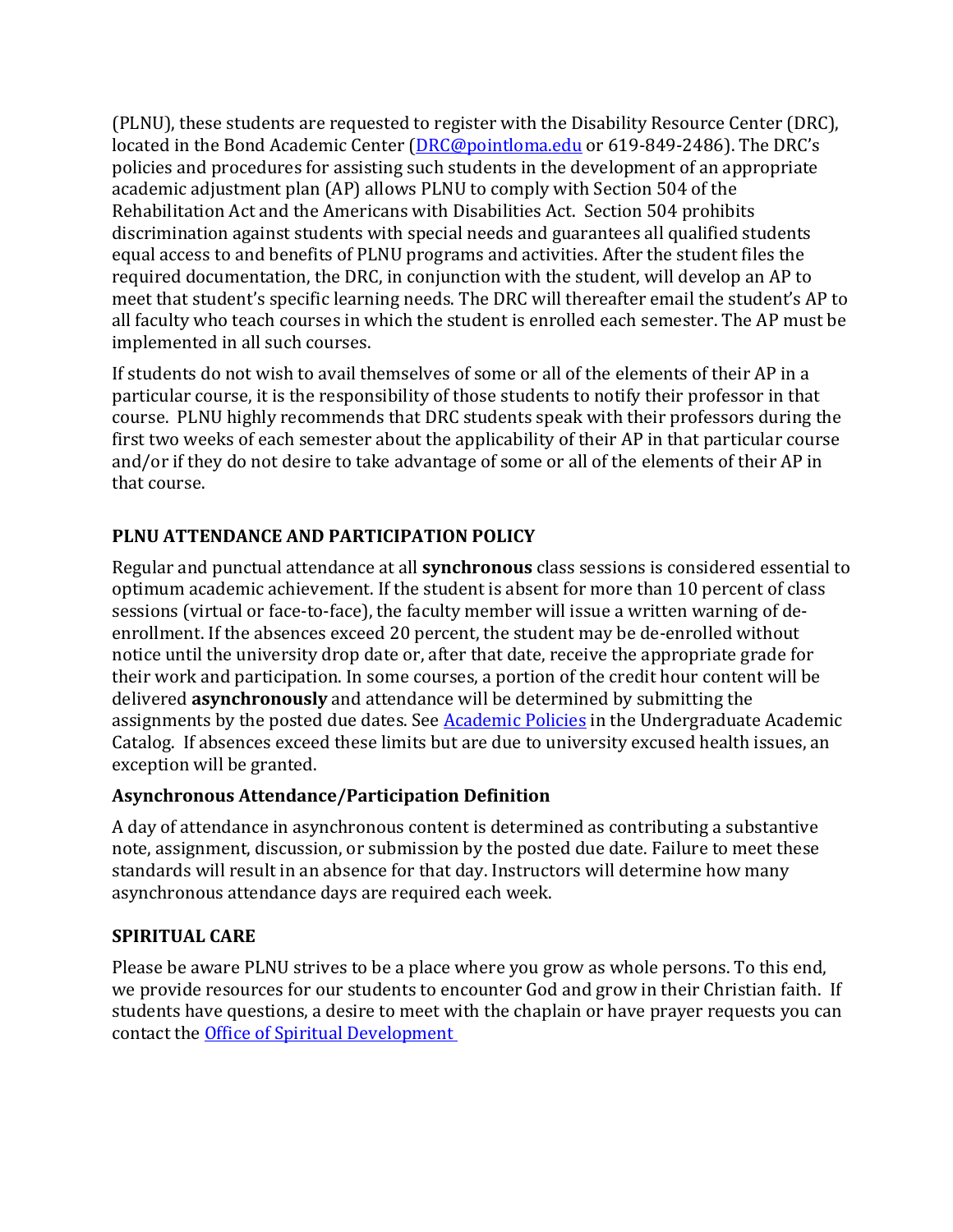(PLNU), these students are requested to register with the Disability Resource Center (DRC), located in the Bond Academic Center ([DRC@pointloma.edu](mailto:DRC@pointloma.edu) or 619-849-2486). The DRC's policies and procedures for assisting such students in the development of an appropriate academic adjustment plan (AP) allows PLNU to comply with Section 504 of the Rehabilitation Act and the Americans with Disabilities Act. Section 504 prohibits discrimination against students with special needs and guarantees all qualified students equal access to and benefits of PLNU programs and activities. After the student files the required documentation, the DRC, in conjunction with the student, will develop an AP to meet that student's specific learning needs. The DRC will thereafter email the student's AP to all faculty who teach courses in which the student is enrolled each semester. The AP must be implemented in all such courses.

If students do not wish to avail themselves of some or all of the elements of their AP in a particular course, it is the responsibility of those students to notify their professor in that course. PLNU highly recommends that DRC students speak with their professors during the first two weeks of each semester about the applicability of their AP in that particular course and/or if they do not desire to take advantage of some or all of the elements of their AP in that course.

## PLNU ATTENDANCE AND PARTICIPATION POLICY

Regular and punctual attendance at all **synchronous** class sessions is considered essential to optimum academic achievement. If the student is absent for more than 10 percent of class sessions (virtual or face-to-face), the faculty member will issue a written warning of de-enrollment. If the absences exceed 20 percent, the student may be de-enrolled without notice until the university drop date or, after that date, receive the appropriate grade for their work and participation. In some courses, a portion of the credit hour content will be delivered **asynchronously** and attendance will be determined by submitting the assignments by the posted due dates. See [Academic Policies]() in the Undergraduate Academic Catalog. If absences exceed these limits but are due to university excused health issues, an exception will be granted.

### Asynchronous Attendance/Participation Definition

A day of attendance in asynchronous content is determined as contributing a substantive note, assignment, discussion, or submission by the posted due date. Failure to meet these standards will result in an absence for that day. Instructors will determine how many asynchronous attendance days are required each week.

## SPIRITUAL CARE

Please be aware PLNU strives to be a place where you grow as whole persons. To this end, we provide resources for our students to encounter God and grow in their Christian faith. If students have questions, a desire to meet with the chaplain or have prayer requests you can contact the [Office of Spiritual Development]()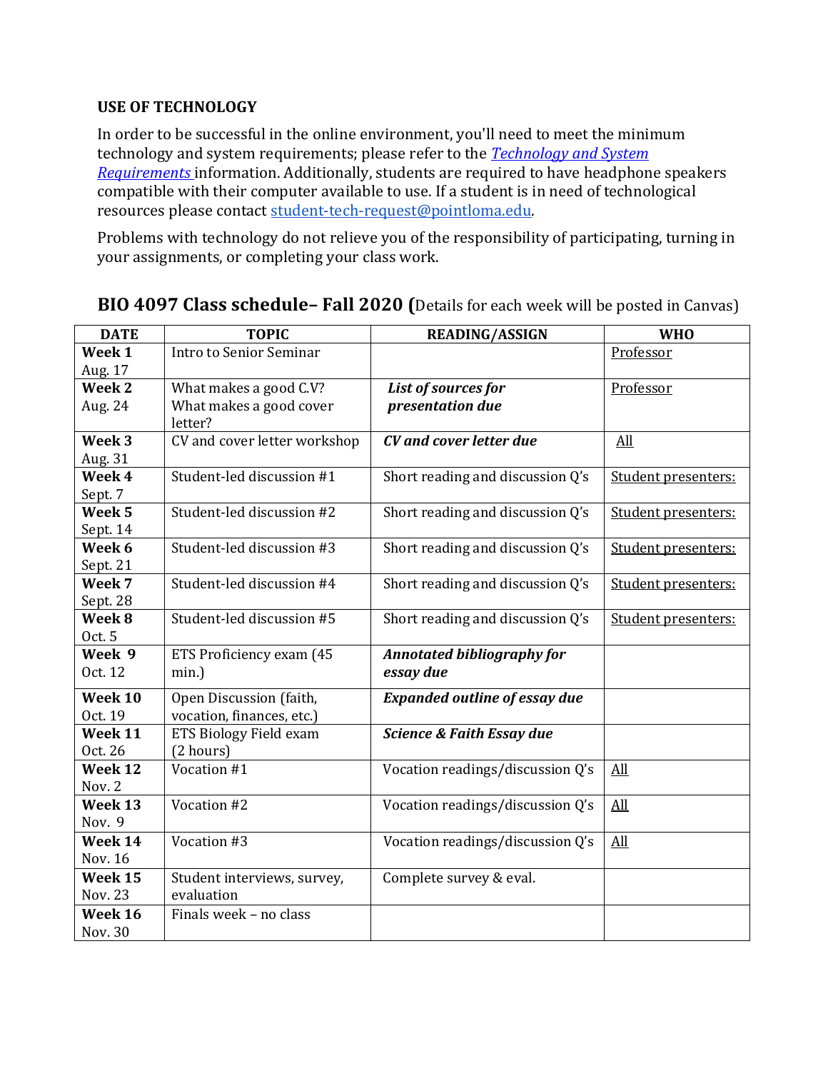**USE OF TECHNOLOGY**

In order to be successful in the online environment, you'll need to meet the minimum technology and system requirements; please refer to the *Technology and System Requirements* information. Additionally, students are required to have headphone speakers compatible with their computer available to use. If a student is in need of technological resources please contact student-tech-request@pointloma.edu.

Problems with technology do not relieve you of the responsibility of participating, turning in your assignments, or completing your class work.

## BIO 4097 Class schedule– Fall 2020 (Details for each week will be posted in Canvas)

| DATE | TOPIC | READING/ASSIGN | WHO |
|---|---|---|---|
| **Week 1** Aug. 17 | Intro to Senior Seminar | | Professor |
| **Week 2** Aug. 24 | What makes a good C.V? What makes a good cover letter? | ***List of sources for presentation due*** | Professor |
| **Week 3** Aug. 31 | CV and cover letter workshop | ***CV and cover letter due*** | All |
| **Week 4** Sept. 7 | Student-led discussion #1 | Short reading and discussion Q's | Student presenters: |
| **Week 5** Sept. 14 | Student-led discussion #2 | Short reading and discussion Q's | Student presenters: |
| **Week 6** Sept. 21 | Student-led discussion #3 | Short reading and discussion Q's | Student presenters: |
| **Week 7** Sept. 28 | Student-led discussion #4 | Short reading and discussion Q's | Student presenters: |
| **Week 8** Oct. 5 | Student-led discussion #5 | Short reading and discussion Q's | Student presenters: |
| **Week 9** Oct. 12 | ETS Proficiency exam (45 min.) | ***Annotated bibliography for essay due*** | |
| **Week 10** Oct. 19 | Open Discussion (faith, vocation, finances, etc.) | ***Expanded outline of essay due*** | |
| **Week 11** Oct. 26 | ETS Biology Field exam (2 hours) | ***Science & Faith Essay due*** | |
| **Week 12** Nov. 2 | Vocation #1 | Vocation readings/discussion Q's | All |
| **Week 13** Nov. 9 | Vocation #2 | Vocation readings/discussion Q's | All |
| **Week 14** Nov. 16 | Vocation #3 | Vocation readings/discussion Q's | All |
| **Week 15** Nov. 23 | Student interviews, survey, evaluation | Complete survey & eval. | |
| **Week 16** Nov. 30 | Finals week – no class | | |